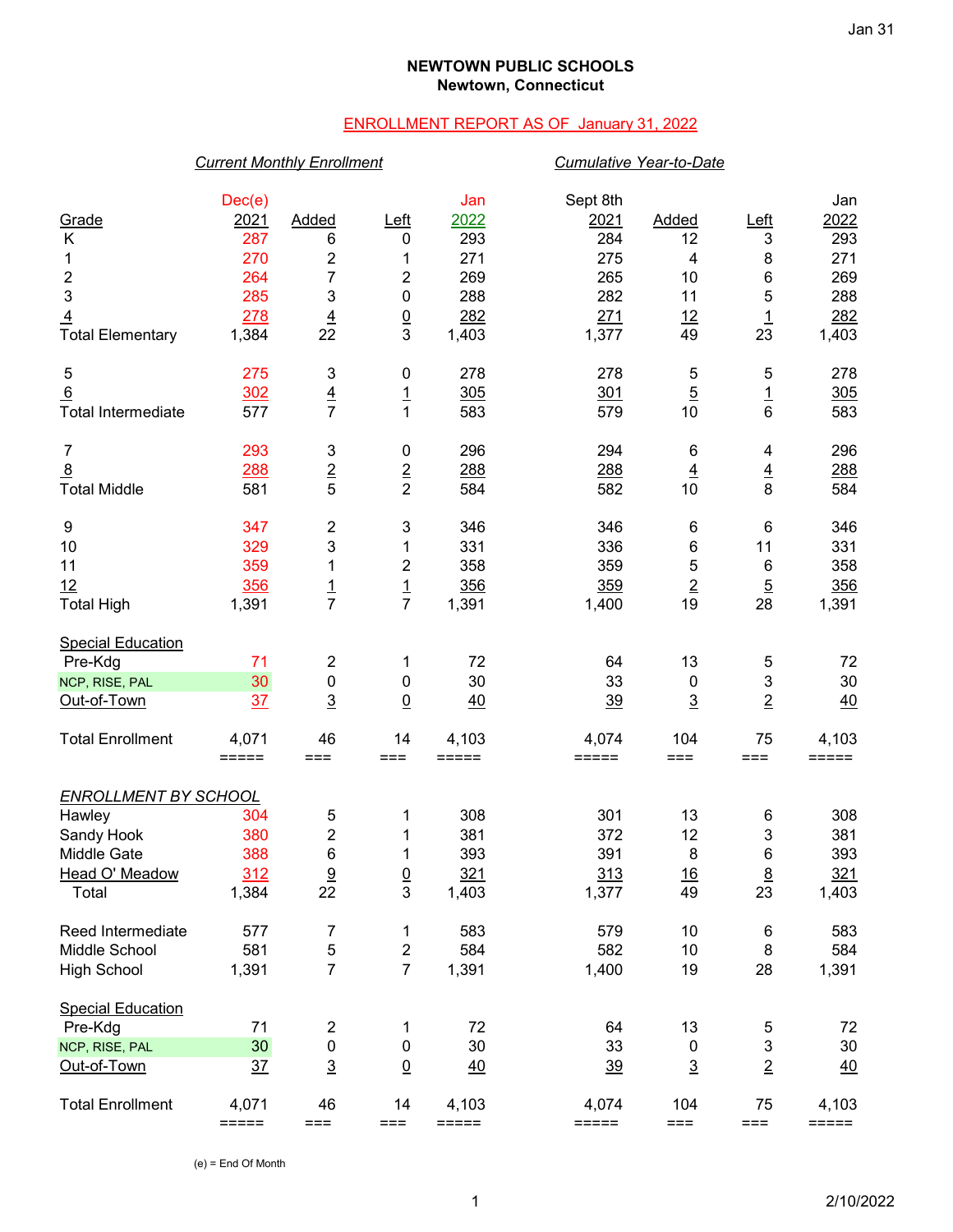Jan 31

**NEWTOWN PUBLIC SCHOOLS**
**Newtown, Connecticut**

ENROLLMENT REPORT AS OF January 31, 2022

| | *Current Monthly Enrollment* | | | | *Cumulative Year-to-Date* | | | |
|---|---|---|---|---|---|---|---|---|
| Grade | Dec(e) 2021 | Added | Left | Jan 2022 | Sept 8th 2021 | Added | Left | Jan 2022 |
| K | 287 | 6 | 0 | 293 | 284 | 12 | 3 | 293 |
| 1 | 270 | 2 | 1 | 271 | 275 | 4 | 8 | 271 |
| 2 | 264 | 7 | 2 | 269 | 265 | 10 | 6 | 269 |
| 3 | 285 | 3 | 0 | 288 | 282 | 11 | 5 | 288 |
| 4 | 278 | 4 | 0 | 282 | 271 | 12 | 1 | 282 |
| Total Elementary | 1,384 | 22 | 3 | 1,403 | 1,377 | 49 | 23 | 1,403 |
| | | | | | | | | |
| 5 | 275 | 3 | 0 | 278 | 278 | 5 | 5 | 278 |
| 6 | 302 | 4 | 1 | 305 | 301 | 5 | 1 | 305 |
| Total Intermediate | 577 | 7 | 1 | 583 | 579 | 10 | 6 | 583 |
| | | | | | | | | |
| 7 | 293 | 3 | 0 | 296 | 294 | 6 | 4 | 296 |
| 8 | 288 | 2 | 2 | 288 | 288 | 4 | 4 | 288 |
| Total Middle | 581 | 5 | 2 | 584 | 582 | 10 | 8 | 584 |
| | | | | | | | | |
| 9 | 347 | 2 | 3 | 346 | 346 | 6 | 6 | 346 |
| 10 | 329 | 3 | 1 | 331 | 336 | 6 | 11 | 331 |
| 11 | 359 | 1 | 2 | 358 | 359 | 5 | 6 | 358 |
| 12 | 356 | 1 | 1 | 356 | 359 | 2 | 5 | 356 |
| Total High | 1,391 | 7 | 7 | 1,391 | 1,400 | 19 | 28 | 1,391 |
| | | | | | | | | |
| Special Education | | | | | | | | |
| Pre-Kdg | 71 | 2 | 1 | 72 | 64 | 13 | 5 | 72 |
| NCP, RISE, PAL | 30 | 0 | 0 | 30 | 33 | 0 | 3 | 30 |
| Out-of-Town | 37 | 3 | 0 | 40 | 39 | 3 | 2 | 40 |
| | | | | | | | | |
| Total Enrollment | 4,071 | 46 | 14 | 4,103 | 4,074 | 104 | 75 | 4,103 |

| *ENROLLMENT BY SCHOOL* | Dec(e) 2021 | Added | Left | Jan 2022 | Sept 8th 2021 | Added | Left | Jan 2022 |
|---|---|---|---|---|---|---|---|---|
| Hawley | 304 | 5 | 1 | 308 | 301 | 13 | 6 | 308 |
| Sandy Hook | 380 | 2 | 1 | 381 | 372 | 12 | 3 | 381 |
| Middle Gate | 388 | 6 | 1 | 393 | 391 | 8 | 6 | 393 |
| Head O' Meadow | 312 | 9 | 0 | 321 | 313 | 16 | 8 | 321 |
| Total | 1,384 | 22 | 3 | 1,403 | 1,377 | 49 | 23 | 1,403 |
| | | | | | | | | |
| Reed Intermediate | 577 | 7 | 1 | 583 | 579 | 10 | 6 | 583 |
| Middle School | 581 | 5 | 2 | 584 | 582 | 10 | 8 | 584 |
| High School | 1,391 | 7 | 7 | 1,391 | 1,400 | 19 | 28 | 1,391 |
| | | | | | | | | |
| Special Education | | | | | | | | |
| Pre-Kdg | 71 | 2 | 1 | 72 | 64 | 13 | 5 | 72 |
| NCP, RISE, PAL | 30 | 0 | 0 | 30 | 33 | 0 | 3 | 30 |
| Out-of-Town | 37 | 3 | 0 | 40 | 39 | 3 | 2 | 40 |
| | | | | | | | | |
| Total Enrollment | 4,071 | 46 | 14 | 4,103 | 4,074 | 104 | 75 | 4,103 |

(e) = End Of Month

2/10/2022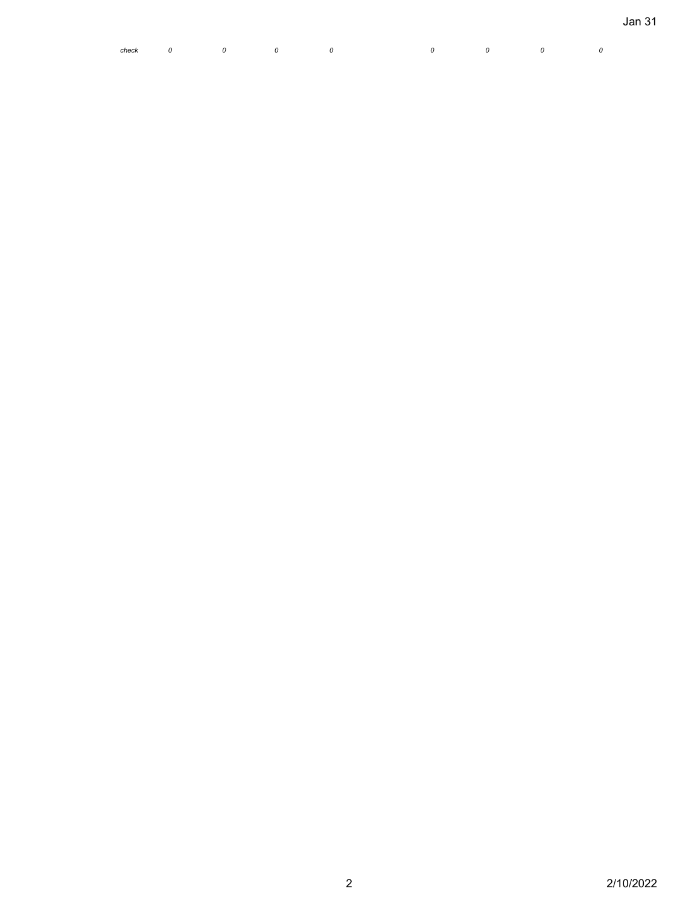| *check* | *0* | *0* | *0* | *0* | | *0* | *0* | *0* | *0* |
|---|---|---|---|---|---|---|---|---|---|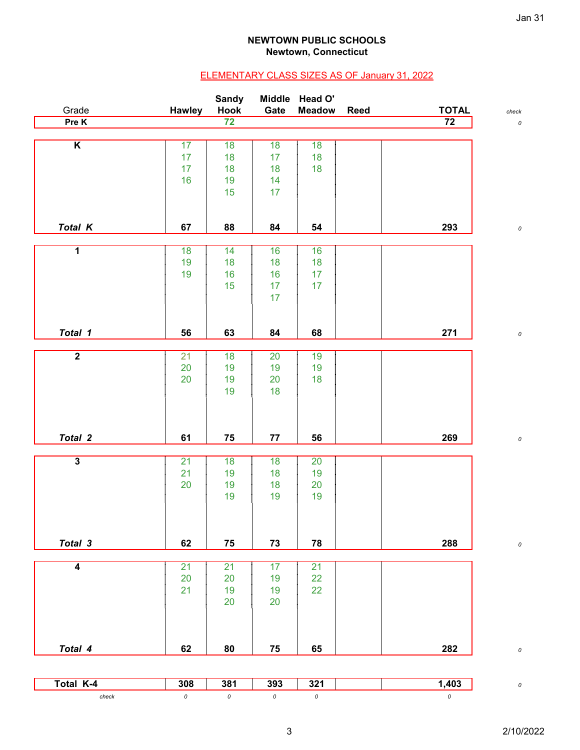**NEWTOWN PUBLIC SCHOOLS**
**Newtown, Connecticut**

## ELEMENTARY CLASS SIZES AS OF January 31, 2022

| Grade | Hawley | Sandy Hook | Middle Gate | Head O' Meadow | Reed | TOTAL | check |
|---|---|---|---|---|---|---|---|
| **Pre K** | | 72 | | | | **72** | *0* |
| **K** | 17 | 18 | 18 | 18 | | | |
| | 17 | 18 | 17 | 18 | | | |
| | 17 | 18 | 18 | 18 | | | |
| | 16 | 19 | 14 | | | | |
| | | 15 | 17 | | | | |
| ***Total K*** | **67** | **88** | **84** | **54** | | **293** | *0* |
| **1** | 18 | 14 | 16 | 16 | | | |
| | 19 | 18 | 18 | 18 | | | |
| | 19 | 16 | 16 | 17 | | | |
| | | 15 | 17 | 17 | | | |
| | | | 17 | | | | |
| ***Total 1*** | **56** | **63** | **84** | **68** | | **271** | *0* |
| **2** | 21 | 18 | 20 | 19 | | | |
| | 20 | 19 | 19 | 19 | | | |
| | 20 | 19 | 20 | 18 | | | |
| | | 19 | 18 | | | | |
| ***Total 2*** | **61** | **75** | **77** | **56** | | **269** | *0* |
| **3** | 21 | 18 | 18 | 20 | | | |
| | 21 | 19 | 18 | 19 | | | |
| | 20 | 19 | 18 | 20 | | | |
| | | 19 | 19 | 19 | | | |
| ***Total 3*** | **62** | **75** | **73** | **78** | | **288** | *0* |
| **4** | 21 | 21 | 17 | 21 | | | |
| | 20 | 20 | 19 | 22 | | | |
| | 21 | 19 | 19 | 22 | | | |
| | | 20 | 20 | | | | |
| ***Total 4*** | **62** | **80** | **75** | **65** | | **282** | *0* |
| **Total K-4** | **308** | **381** | **393** | **321** | | **1,403** | *0* |
| *check* | *0* | *0* | *0* | *0* | | *0* | |